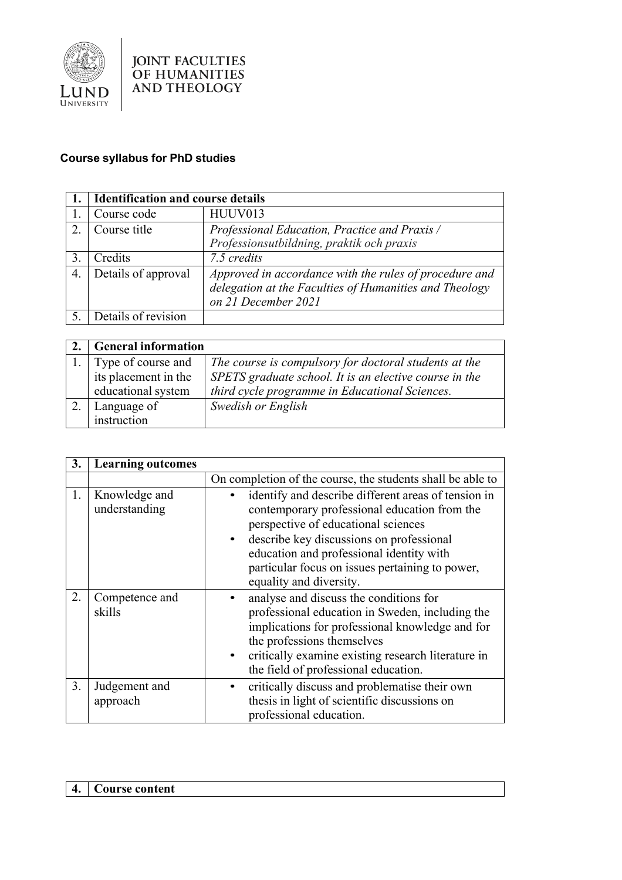JOINT FACULTIES OF HUMANITIES AND THEOLOGY

LUND UNIVERSITY

**Course syllabus for PhD studies**

| 1. | Identification and course details | |
|---|---|---|
| 1. | Course code | HUUV013 |
| 2. | Course title | *Professional Education, Practice and Praxis / Professionsutbildning, praktik och praxis* |
| 3. | Credits | *7.5 credits* |
| 4. | Details of approval | *Approved in accordance with the rules of procedure and delegation at the Faculties of Humanities and Theology on 21 December 2021* |
| 5. | Details of revision | |

| 2. | General information | |
|---|---|---|
| 1. | Type of course and its placement in the educational system | *The course is compulsory for doctoral students at the SPETS graduate school. It is an elective course in the third cycle programme in Educational Sciences.* |
| 2. | Language of instruction | *Swedish or English* |

| 3. | Learning outcomes | |
|---|---|---|
| | | On completion of the course, the students shall be able to |
| 1. | Knowledge and understanding | • identify and describe different areas of tension in contemporary professional education from the perspective of educational sciences<br>• describe key discussions on professional education and professional identity with particular focus on issues pertaining to power, equality and diversity. |
| 2. | Competence and skills | • analyse and discuss the conditions for professional education in Sweden, including the implications for professional knowledge and for the professions themselves<br>• critically examine existing research literature in the field of professional education. |
| 3. | Judgement and approach | • critically discuss and problematise their own thesis in light of scientific discussions on professional education. |

| 4. | Course content |
|---|---|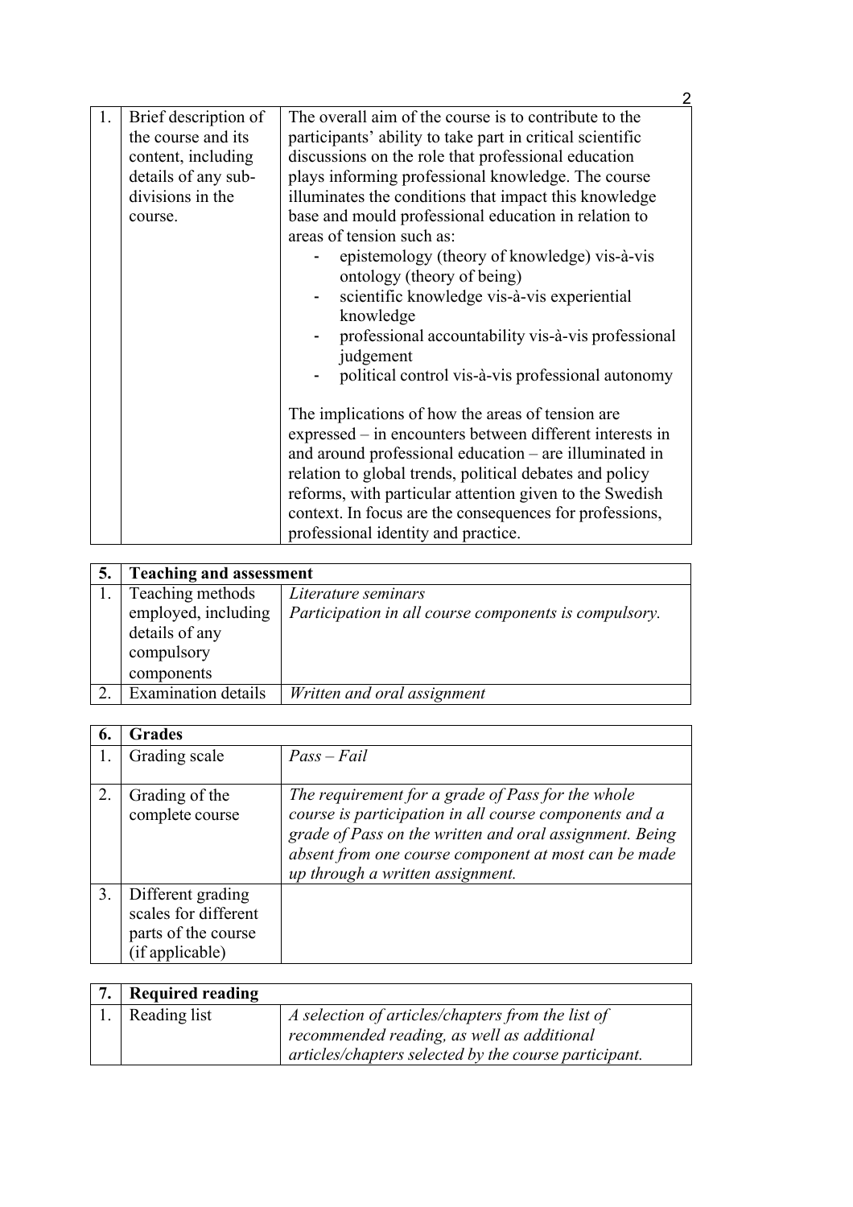| 1. | Brief description of the course and its content, including details of any sub-divisions in the course. | The overall aim of the course is to contribute to the participants' ability to take part in critical scientific discussions on the role that professional education plays informing professional knowledge. The course illuminates the conditions that impact this knowledge base and mould professional education in relation to areas of tension such as:<br>- epistemology (theory of knowledge) vis-à-vis ontology (theory of being)<br>- scientific knowledge vis-à-vis experiential knowledge<br>- professional accountability vis-à-vis professional judgement<br>- political control vis-à-vis professional autonomy<br><br>The implications of how the areas of tension are expressed – in encounters between different interests in and around professional education – are illuminated in relation to global trends, political debates and policy reforms, with particular attention given to the Swedish context. In focus are the consequences for professions, professional identity and practice. |
|---|---|---|

| 5. | **Teaching and assessment** | |
|---|---|---|
| 1. | Teaching methods employed, including details of any compulsory components | *Literature seminars*<br>*Participation in all course components is compulsory.* |
| 2. | Examination details | *Written and oral assignment* |

| 6. | **Grades** | |
|---|---|---|
| 1. | Grading scale | *Pass – Fail* |
| 2. | Grading of the complete course | *The requirement for a grade of Pass for the whole course is participation in all course components and a grade of Pass on the written and oral assignment. Being absent from one course component at most can be made up through a written assignment.* |
| 3. | Different grading scales for different parts of the course (if applicable) | |

| 7. | **Required reading** | |
|---|---|---|
| 1. | Reading list | *A selection of articles/chapters from the list of recommended reading, as well as additional articles/chapters selected by the course participant.* |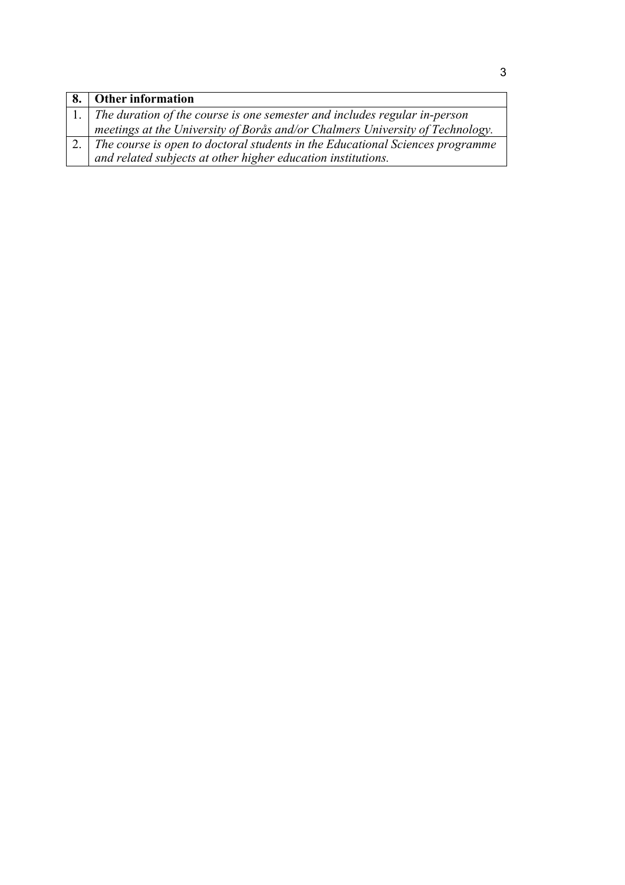| 8. | **Other information** |
| --- | --- |
| 1. | *The duration of the course is one semester and includes regular in-person meetings at the University of Borås and/or Chalmers University of Technology.* |
| 2. | *The course is open to doctoral students in the Educational Sciences programme and related subjects at other higher education institutions.* |